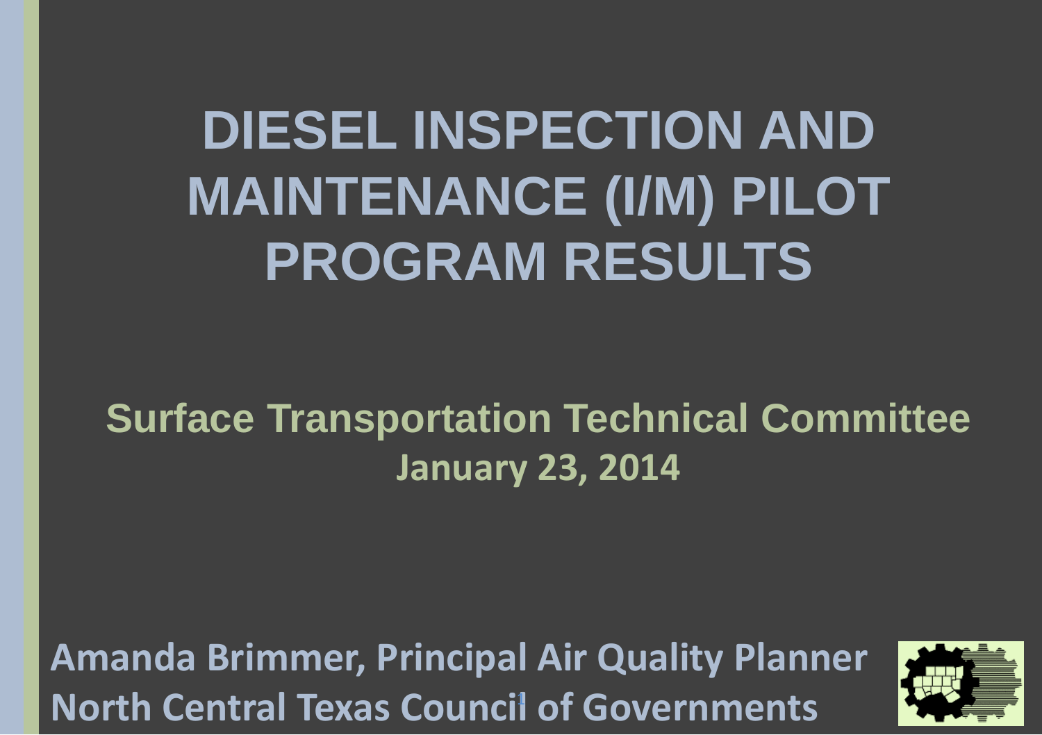# DIESEL INSPECTION AND MAINTENANCE (I/M) PILOT PROGRAM RESULTS

## Surface Transportation Technical Committee

**January 23, 2014**

**Amanda Brimmer, Principal Air Quality Planner**
**North Central Texas Council of Governments**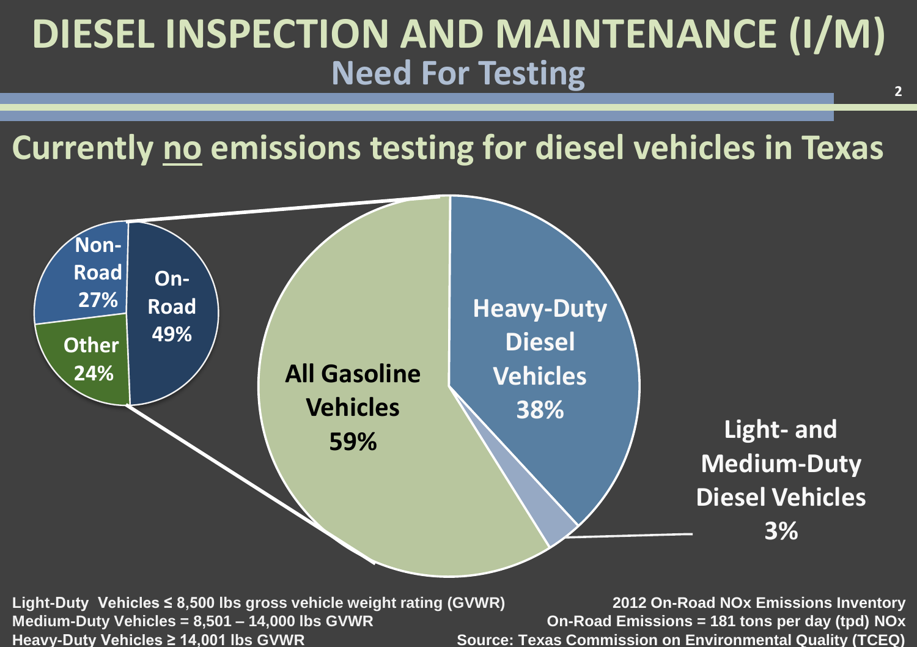# DIESEL INSPECTION AND MAINTENANCE (I/M)

## Need For Testing

## Currently no emissions testing for diesel vehicles in Texas

Non-Road 27%
On-Road 49%
Other 24%

All Gasoline Vehicles 59%
Heavy-Duty Diesel Vehicles 38%
Light- and Medium-Duty Diesel Vehicles 3%

**Light-Duty Vehicles ≤ 8,500 lbs gross vehicle weight rating (GVWR)**
**Medium-Duty Vehicles = 8,501 – 14,000 lbs GVWR**
**Heavy-Duty Vehicles ≥ 14,001 lbs GVWR**

**2012 On-Road NOx Emissions Inventory**
**On-Road Emissions = 181 tons per day (tpd) NOx**
**Source: Texas Commission on Environmental Quality (TCEQ)**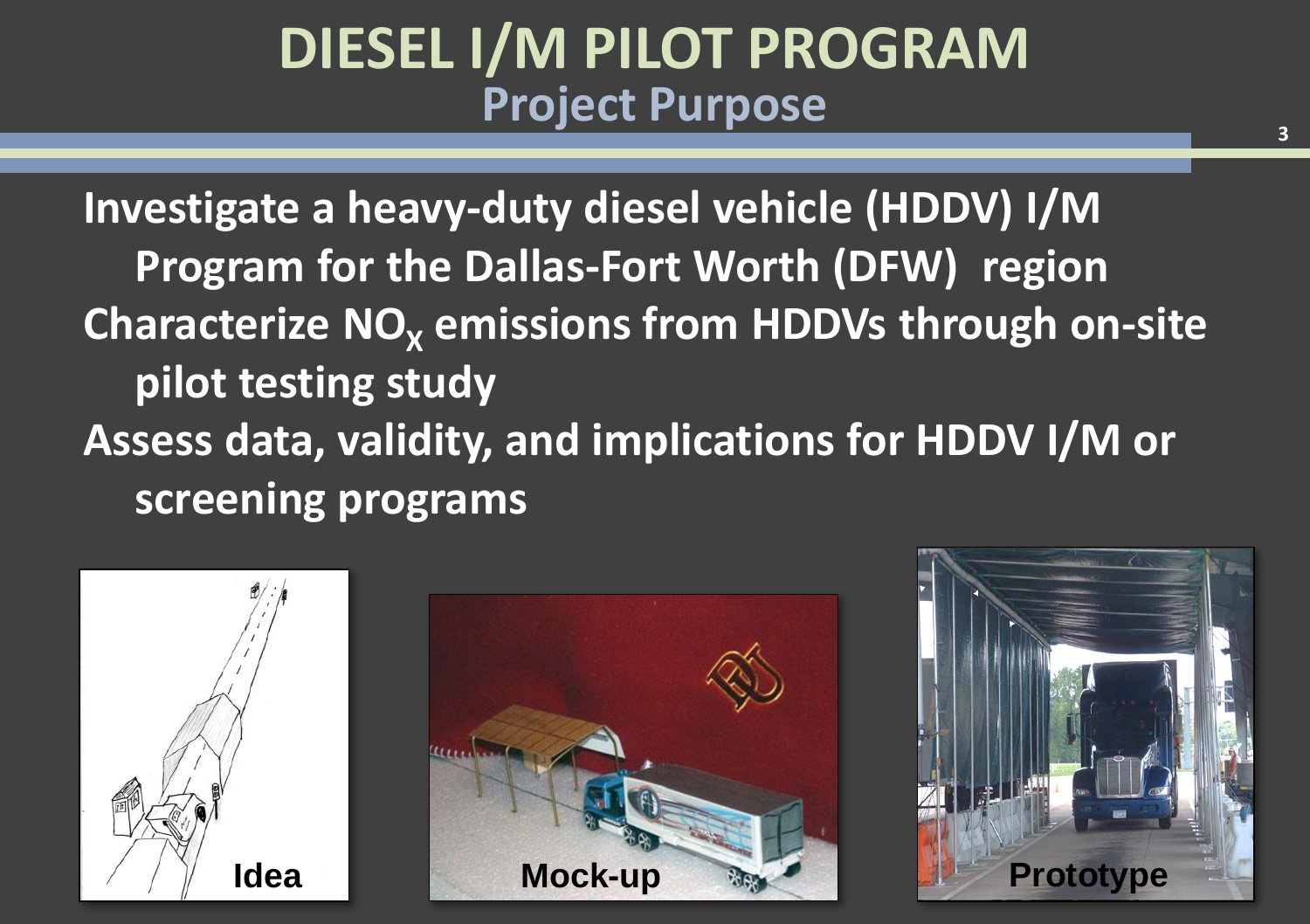# DIESEL I/M PILOT PROGRAM

## Project Purpose

Investigate a heavy-duty diesel vehicle (HDDV) I/M Program for the Dallas-Fort Worth (DFW) region

Characterize $NO_X$ emissions from HDDVs through on-site pilot testing study

Assess data, validity, and implications for HDDV I/M or screening programs

Idea

Mock-up

Prototype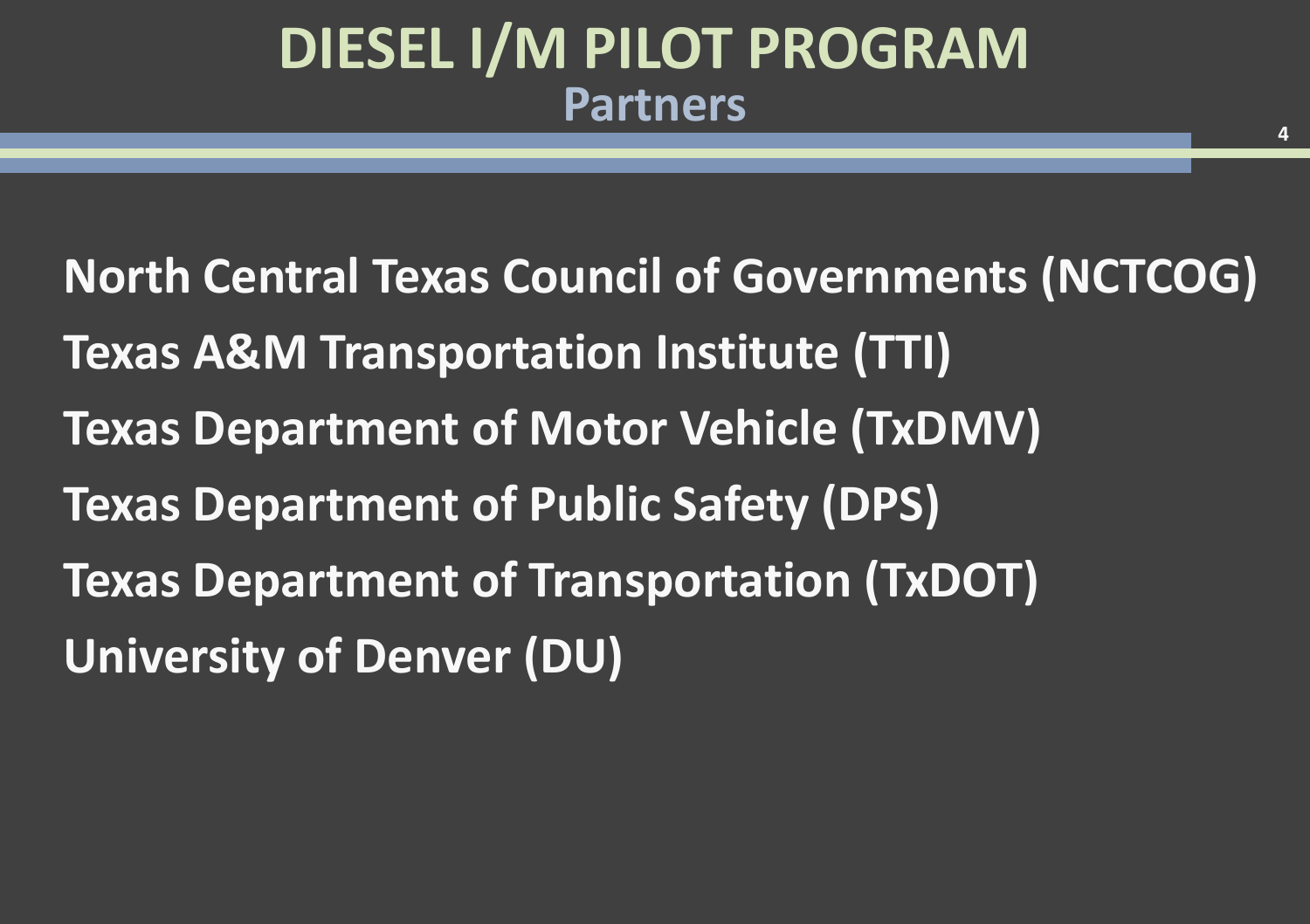# DIESEL I/M PILOT PROGRAM

## Partners

North Central Texas Council of Governments (NCTCOG)

Texas A&M Transportation Institute (TTI)

Texas Department of Motor Vehicle (TxDMV)

Texas Department of Public Safety (DPS)

Texas Department of Transportation (TxDOT)

University of Denver (DU)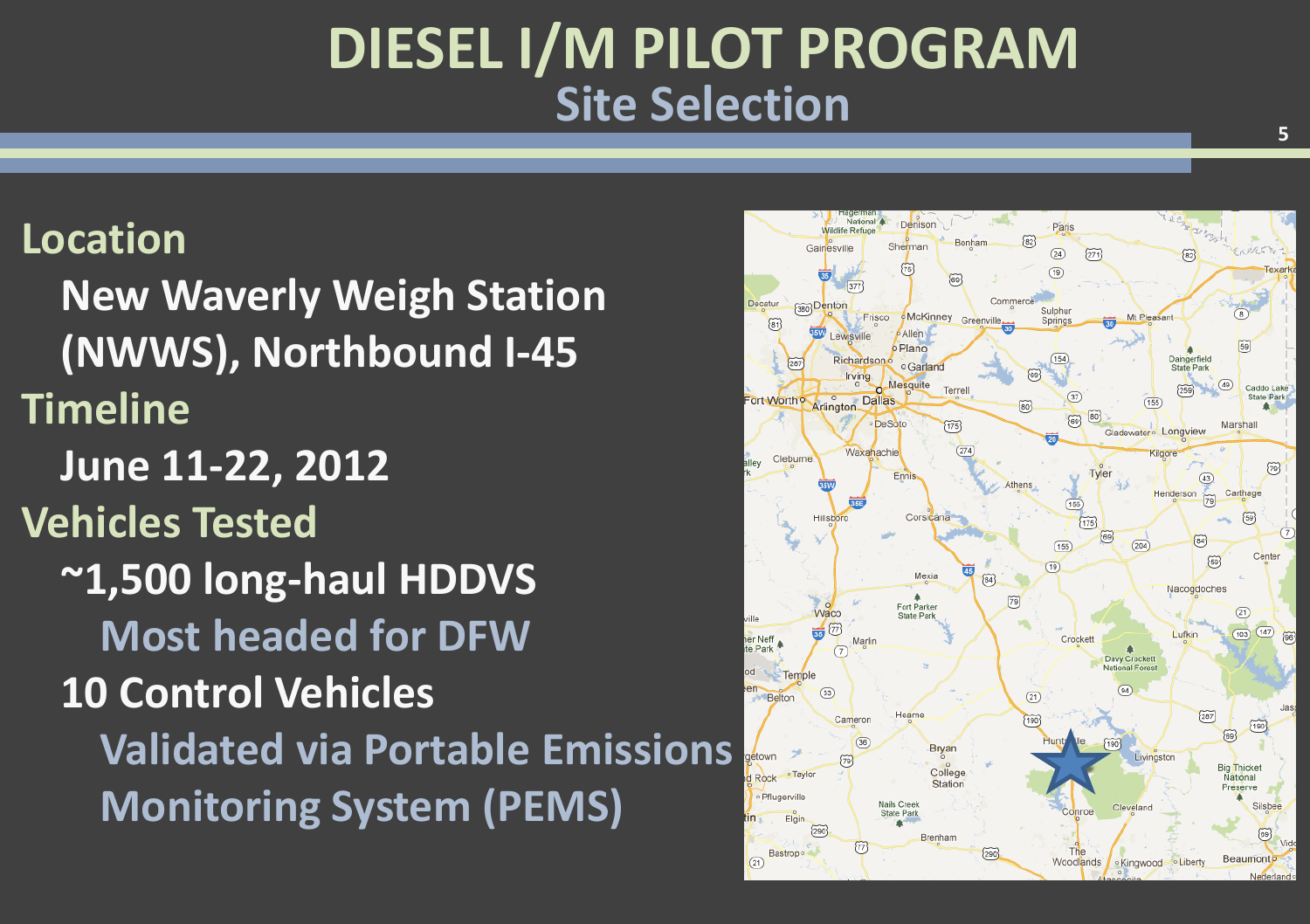# DIESEL I/M PILOT PROGRAM

## Site Selection

**Location**

- **New Waverly Weigh Station (NWWS), Northbound I-45**

**Timeline**

- **June 11-22, 2012**

**Vehicles Tested**

- **~1,500 long-haul HDDVS**
  - **Most headed for DFW**
- **10 Control Vehicles**
  - **Validated via Portable Emissions Monitoring System (PEMS)**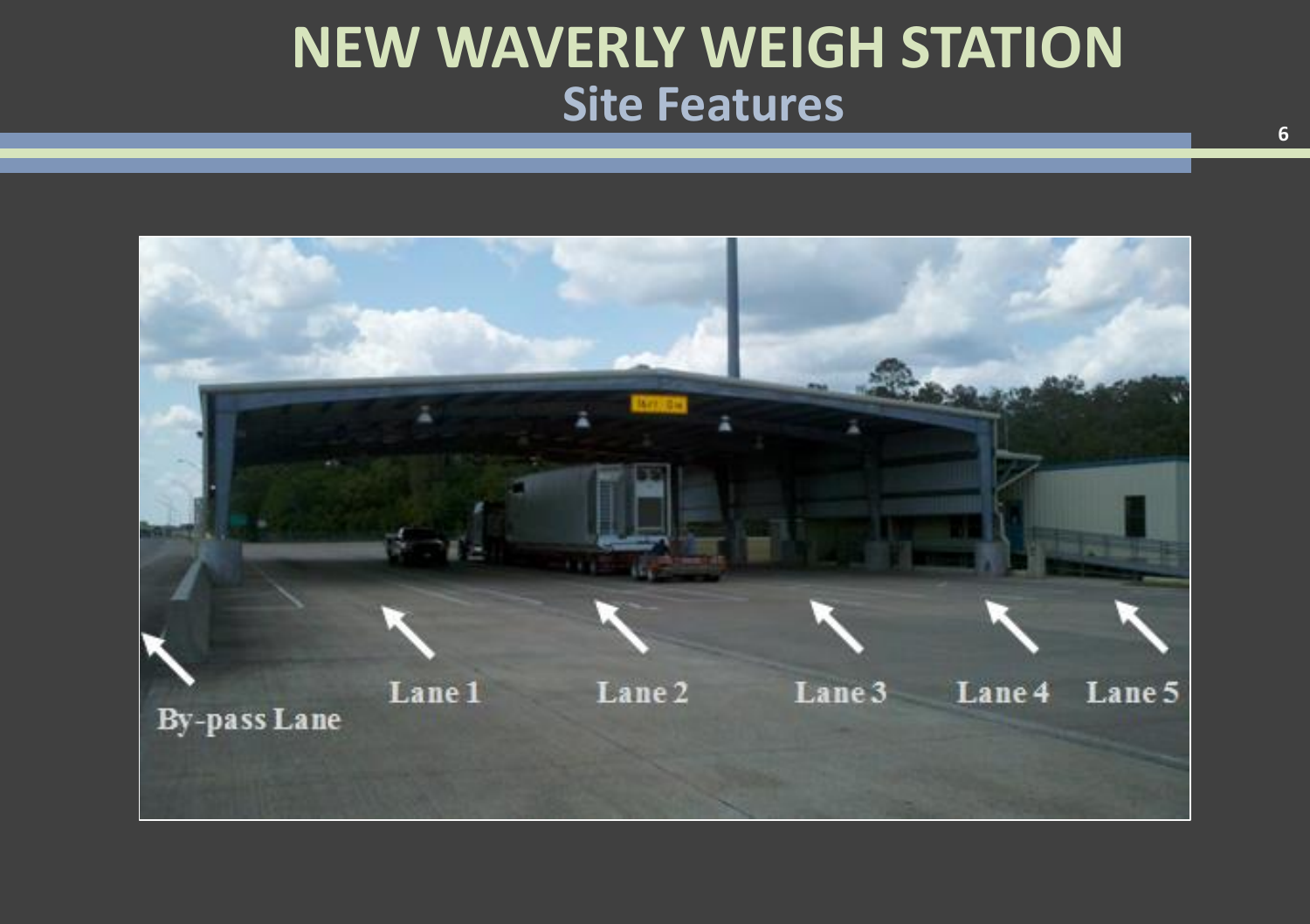# NEW WAVERLY WEIGH STATION

## Site Features

By-pass Lane

Lane 1

Lane 2

Lane 3

Lane 4

Lane 5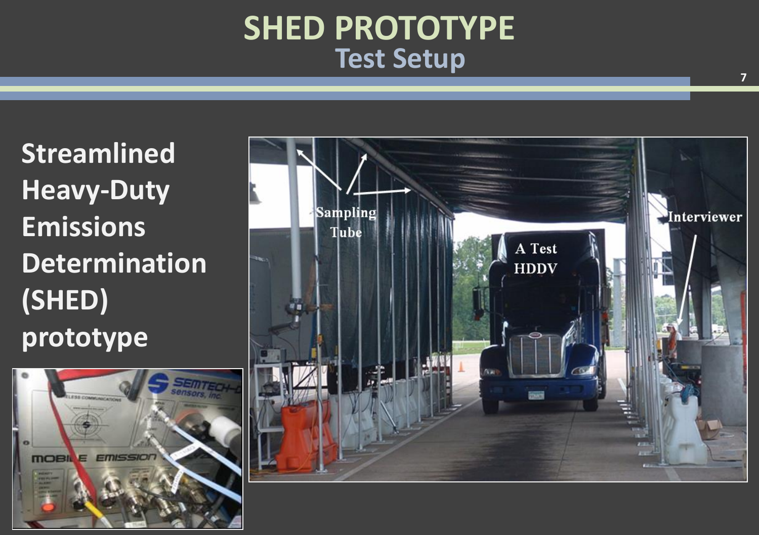# SHED PROTOTYPE

## Test Setup

**Streamlined Heavy-Duty Emissions Determination (SHED) prototype**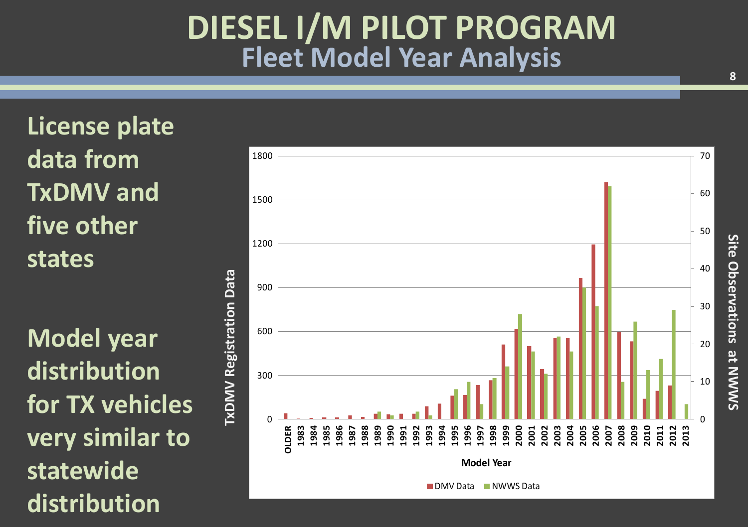# DIESEL I/M PILOT PROGRAM

## Fleet Model Year Analysis

License plate data from TxDMV and five other states

Model year distribution for TX vehicles very similar to statewide distribution

TxDMV Registration Data

Site Observations at NWWS

Model Year

DMV Data NWWS Data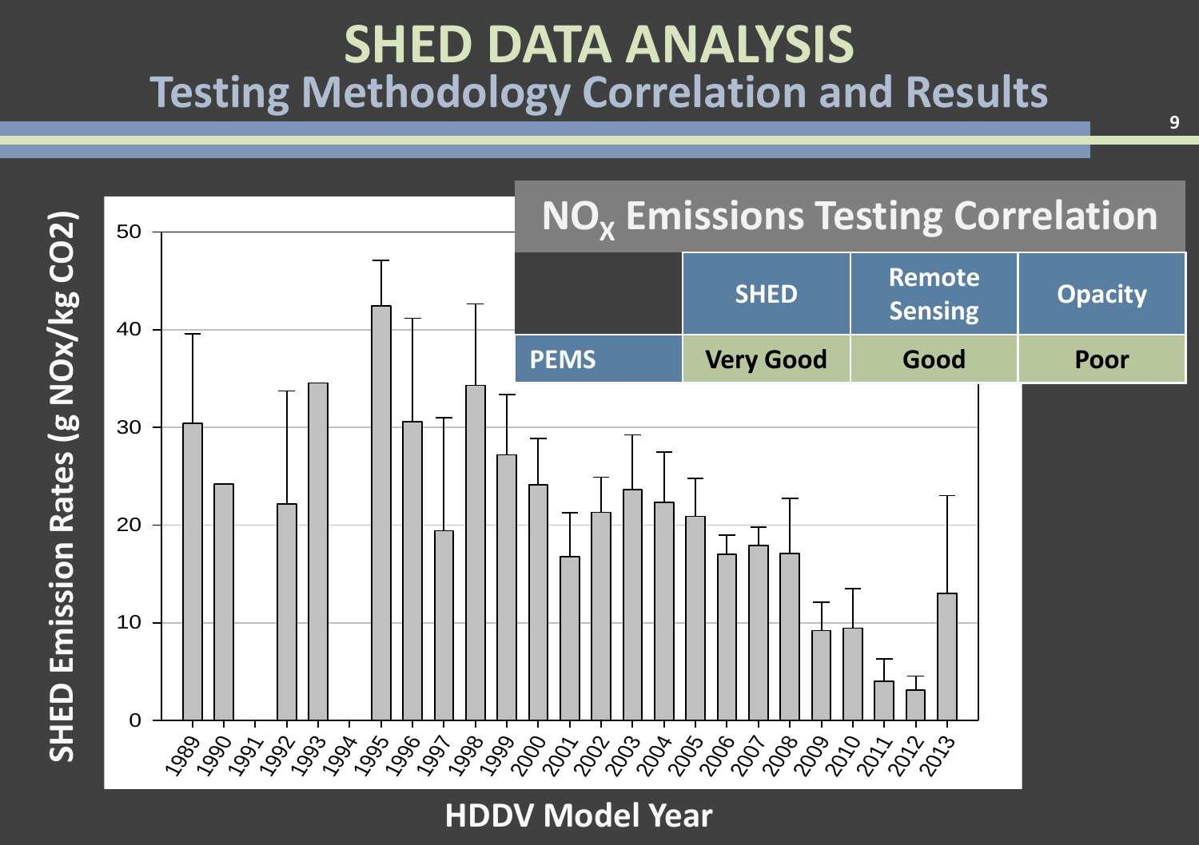# SHED DATA ANALYSIS

## Testing Methodology Correlation and Results

### $NO_X$ Emissions Testing Correlation

| | SHED | Remote Sensing | Opacity |
|---|---|---|---|
| PEMS | Very Good | Good | Poor |

SHED Emission Rates (g NOx/kg CO2)

HDDV Model Year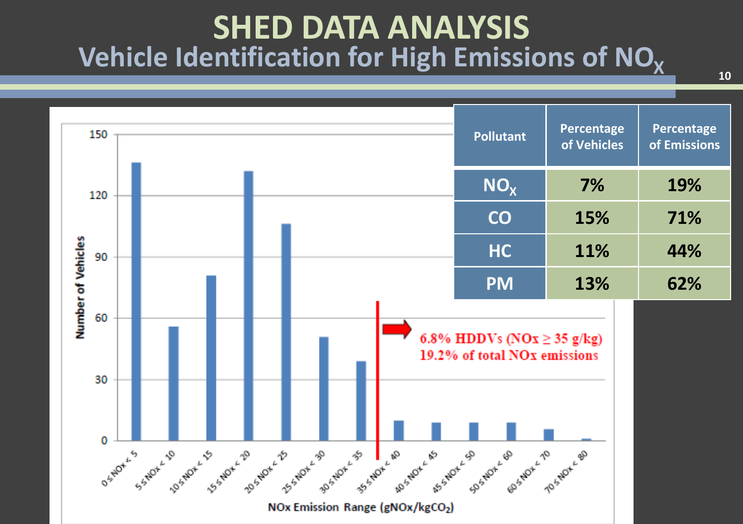# SHED DATA ANALYSIS

## Vehicle Identification for High Emissions of $NO_X$

| Pollutant | Percentage of Vehicles | Percentage of Emissions |
|---|---|---|
| $NO_X$ | 7% | 19% |
| CO | 15% | 71% |
| HC | 11% | 44% |
| PM | 13% | 62% |

Number of Vehicles

NOx Emission Range ($gNOx/kgCO_2$)

| NOx Emission Range | Number of Vehicles (approx.) |
|---|---|
| 0 ≤ NOx < 5 | 136 |
| 5 ≤ NOx < 10 | 56 |
| 10 ≤ NOx < 15 | 81 |
| 15 ≤ NOx < 20 | 132 |
| 20 ≤ NOx < 25 | 106 |
| 25 ≤ NOx < 30 | 51 |
| 30 ≤ NOx < 35 | 39 |
| 35 ≤ NOx < 40 | 10 |
| 40 ≤ NOx < 45 | 9 |
| 45 ≤ NOx < 50 | 9 |
| 50 ≤ NOx < 60 | 9 |
| 60 ≤ NOx < 70 | 6 |
| 70 ≤ NOx < 80 | 1 |

6.8% HDDVs (NOx ≥ 35 g/kg)
19.2% of total NOx emissions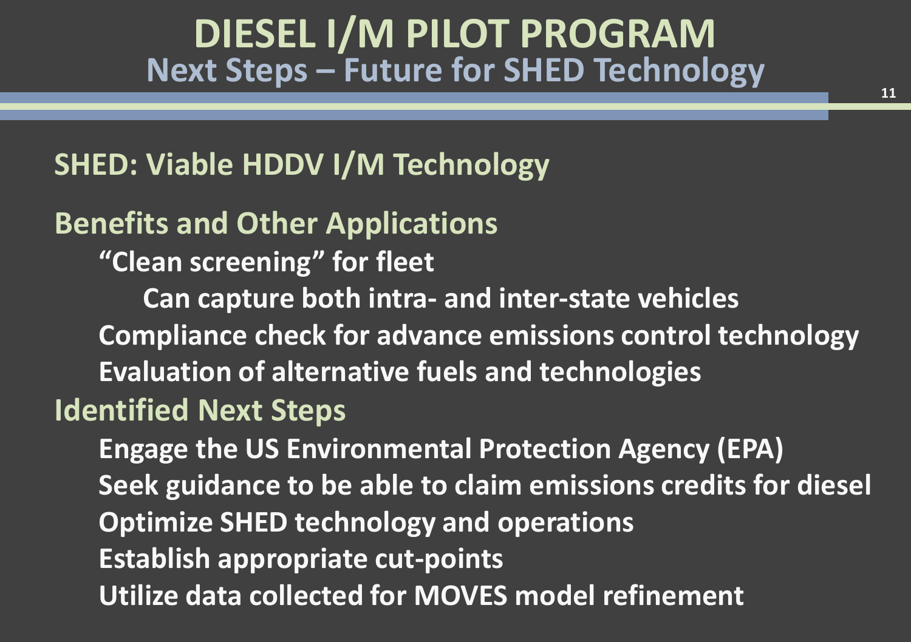# DIESEL I/M PILOT PROGRAM

## Next Steps – Future for SHED Technology

### SHED: Viable HDDV I/M Technology

### Benefits and Other Applications

- "Clean screening" for fleet
  - Can capture both intra- and inter-state vehicles
- Compliance check for advance emissions control technology
- Evaluation of alternative fuels and technologies

### Identified Next Steps

- Engage the US Environmental Protection Agency (EPA)
- Seek guidance to be able to claim emissions credits for diesel
- Optimize SHED technology and operations
- Establish appropriate cut-points
- Utilize data collected for MOVES model refinement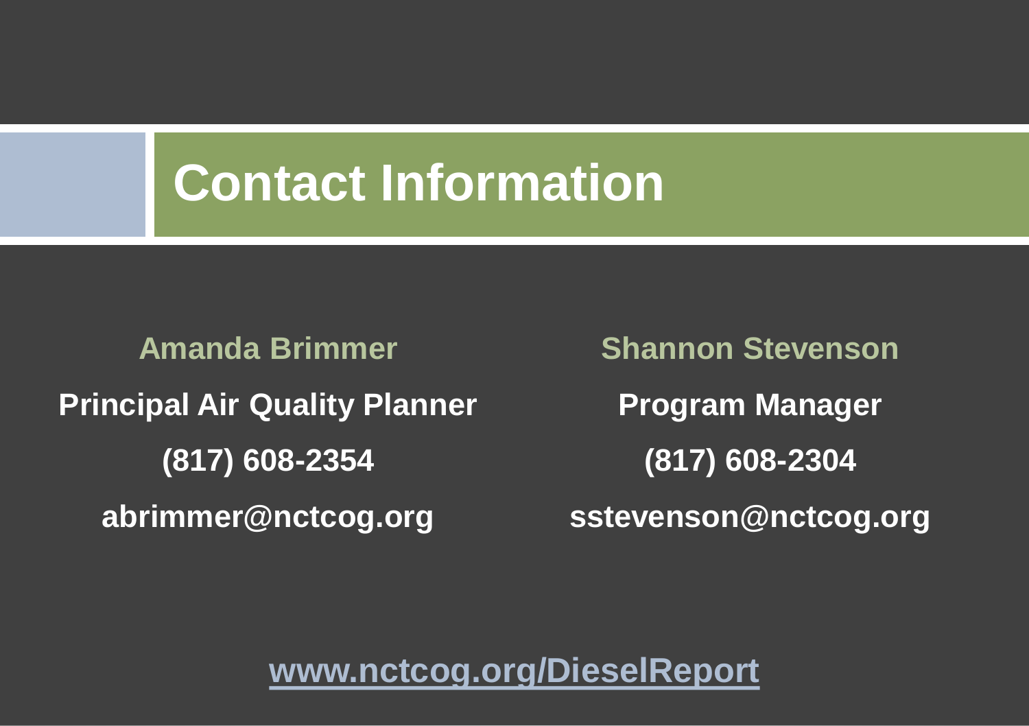# Contact Information

**Amanda Brimmer**

**Principal Air Quality Planner**

**(817) 608-2354**

**abrimmer@nctcog.org**

**Shannon Stevenson**

**Program Manager**

**(817) 608-2304**

**sstevenson@nctcog.org**

**www.nctcog.org/DieselReport**